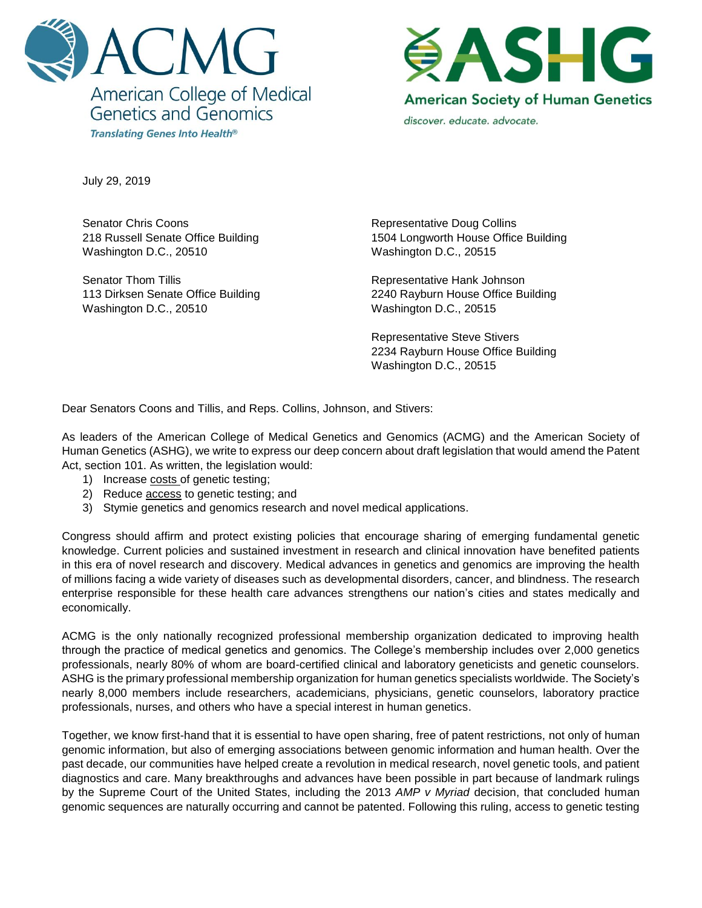ACMG

American College of Medical Genetics and Genomics

*Translating Genes Into Health®*

ASHG

American Society of Human Genetics

*discover. educate. advocate.*

July 29, 2019

Senator Chris Coons
218 Russell Senate Office Building
Washington D.C., 20510

Senator Thom Tillis
113 Dirksen Senate Office Building
Washington D.C., 20510

Representative Doug Collins
1504 Longworth House Office Building
Washington D.C., 20515

Representative Hank Johnson
2240 Rayburn House Office Building
Washington D.C., 20515

Representative Steve Stivers
2234 Rayburn House Office Building
Washington D.C., 20515

Dear Senators Coons and Tillis, and Reps. Collins, Johnson, and Stivers:

As leaders of the American College of Medical Genetics and Genomics (ACMG) and the American Society of Human Genetics (ASHG), we write to express our deep concern about draft legislation that would amend the Patent Act, section 101. As written, the legislation would:

1) Increase <u>costs</u> of genetic testing;
2) Reduce <u>access</u> to genetic testing; and
3) Stymie genetics and genomics research and novel medical applications.

Congress should affirm and protect existing policies that encourage sharing of emerging fundamental genetic knowledge. Current policies and sustained investment in research and clinical innovation have benefited patients in this era of novel research and discovery. Medical advances in genetics and genomics are improving the health of millions facing a wide variety of diseases such as developmental disorders, cancer, and blindness. The research enterprise responsible for these health care advances strengthens our nation's cities and states medically and economically.

ACMG is the only nationally recognized professional membership organization dedicated to improving health through the practice of medical genetics and genomics. The College's membership includes over 2,000 genetics professionals, nearly 80% of whom are board-certified clinical and laboratory geneticists and genetic counselors. ASHG is the primary professional membership organization for human genetics specialists worldwide. The Society's nearly 8,000 members include researchers, academicians, physicians, genetic counselors, laboratory practice professionals, nurses, and others who have a special interest in human genetics.

Together, we know first-hand that it is essential to have open sharing, free of patent restrictions, not only of human genomic information, but also of emerging associations between genomic information and human health. Over the past decade, our communities have helped create a revolution in medical research, novel genetic tools, and patient diagnostics and care. Many breakthroughs and advances have been possible in part because of landmark rulings by the Supreme Court of the United States, including the 2013 *AMP v Myriad* decision, that concluded human genomic sequences are naturally occurring and cannot be patented. Following this ruling, access to genetic testing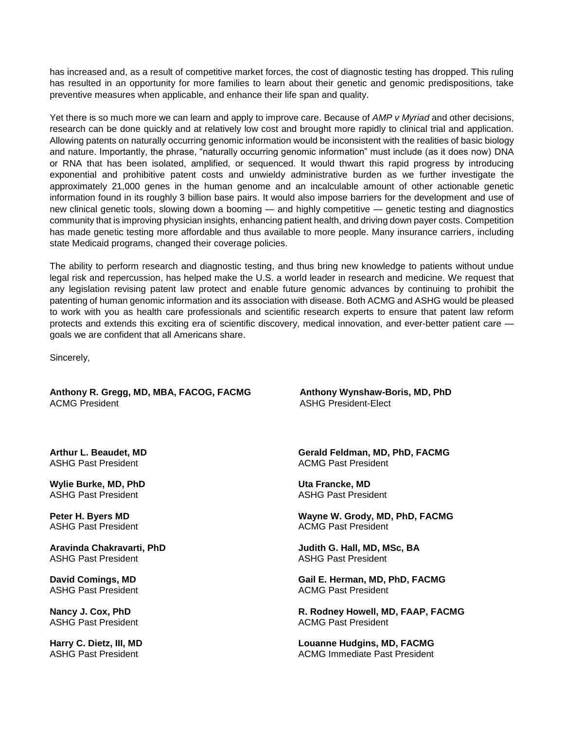has increased and, as a result of competitive market forces, the cost of diagnostic testing has dropped. This ruling has resulted in an opportunity for more families to learn about their genetic and genomic predispositions, take preventive measures when applicable, and enhance their life span and quality.

Yet there is so much more we can learn and apply to improve care. Because of *AMP v Myriad* and other decisions, research can be done quickly and at relatively low cost and brought more rapidly to clinical trial and application. Allowing patents on naturally occurring genomic information would be inconsistent with the realities of basic biology and nature. Importantly, the phrase, "naturally occurring genomic information" must include (as it does now) DNA or RNA that has been isolated, amplified, or sequenced. It would thwart this rapid progress by introducing exponential and prohibitive patent costs and unwieldy administrative burden as we further investigate the approximately 21,000 genes in the human genome and an incalculable amount of other actionable genetic information found in its roughly 3 billion base pairs. It would also impose barriers for the development and use of new clinical genetic tools, slowing down a booming — and highly competitive — genetic testing and diagnostics community that is improving physician insights, enhancing patient health, and driving down payer costs. Competition has made genetic testing more affordable and thus available to more people. Many insurance carriers, including state Medicaid programs, changed their coverage policies.

The ability to perform research and diagnostic testing, and thus bring new knowledge to patients without undue legal risk and repercussion, has helped make the U.S. a world leader in research and medicine. We request that any legislation revising patent law protect and enable future genomic advances by continuing to prohibit the patenting of human genomic information and its association with disease. Both ACMG and ASHG would be pleased to work with you as health care professionals and scientific research experts to ensure that patent law reform protects and extends this exciting era of scientific discovery, medical innovation, and ever-better patient care — goals we are confident that all Americans share.

Sincerely,

**Anthony R. Gregg, MD, MBA, FACOG, FACMG**
ACMG President

**Anthony Wynshaw-Boris, MD, PhD**
ASHG President-Elect

**Arthur L. Beaudet, MD**
ASHG Past President

**Wylie Burke, MD, PhD**
ASHG Past President

**Peter H. Byers MD**
ASHG Past President

**Aravinda Chakravarti, PhD**
ASHG Past President

**David Comings, MD**
ASHG Past President

**Nancy J. Cox, PhD**
ASHG Past President

**Harry C. Dietz, III, MD**
ASHG Past President

**Gerald Feldman, MD, PhD, FACMG**
ACMG Past President

**Uta Francke, MD**
ASHG Past President

**Wayne W. Grody, MD, PhD, FACMG**
ACMG Past President

**Judith G. Hall, MD, MSc, BA**
ASHG Past President

**Gail E. Herman, MD, PhD, FACMG**
ACMG Past President

**R. Rodney Howell, MD, FAAP, FACMG**
ACMG Past President

**Louanne Hudgins, MD, FACMG**
ACMG Immediate Past President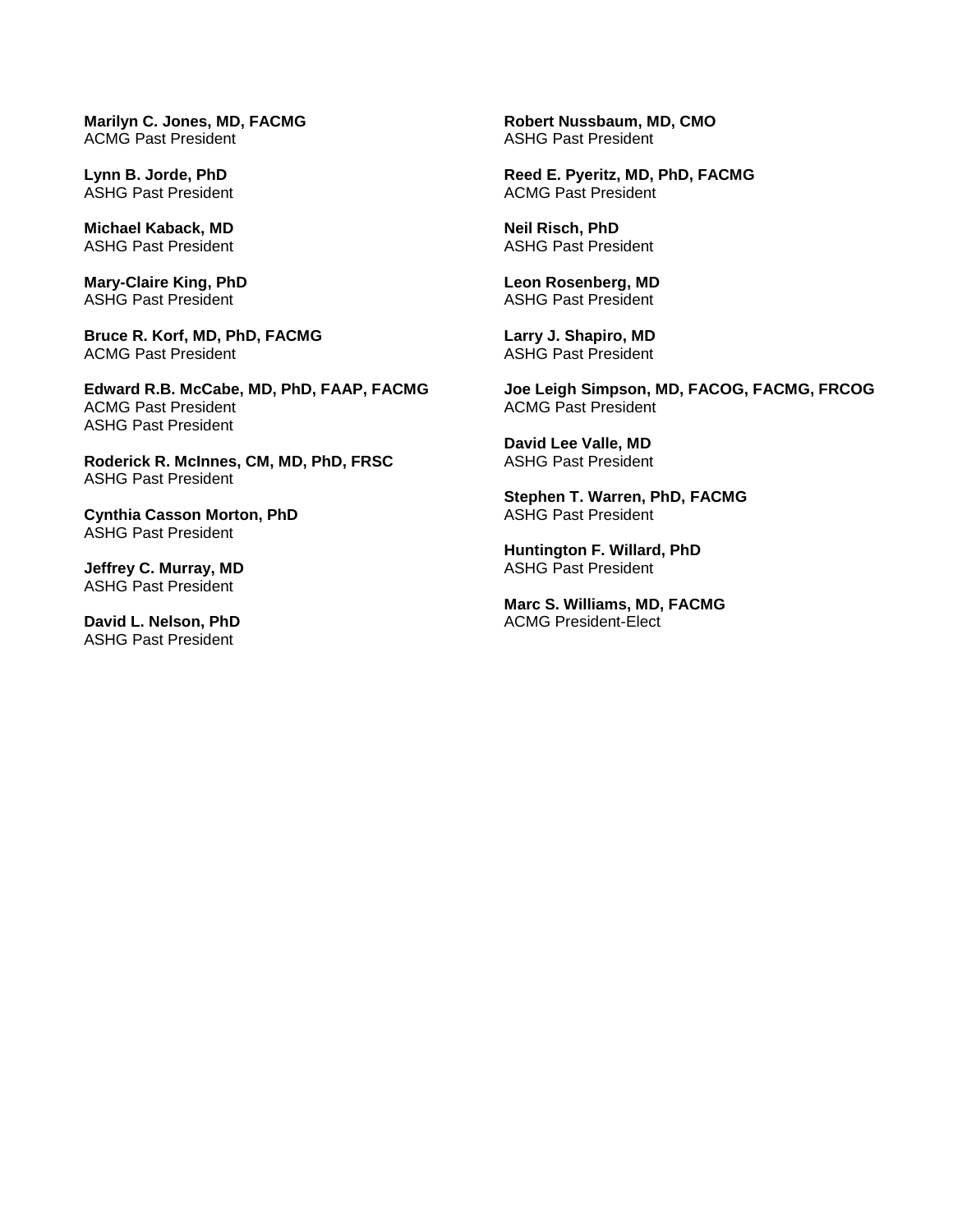**Marilyn C. Jones, MD, FACMG**
ACMG Past President

**Lynn B. Jorde, PhD**
ASHG Past President

**Michael Kaback, MD**
ASHG Past President

**Mary-Claire King, PhD**
ASHG Past President

**Bruce R. Korf, MD, PhD, FACMG**
ACMG Past President

**Edward R.B. McCabe, MD, PhD, FAAP, FACMG**
ACMG Past President
ASHG Past President

**Roderick R. McInnes, CM, MD, PhD, FRSC**
ASHG Past President

**Cynthia Casson Morton, PhD**
ASHG Past President

**Jeffrey C. Murray, MD**
ASHG Past President

**David L. Nelson, PhD**
ASHG Past President

**Robert Nussbaum, MD, CMO**
ASHG Past President

**Reed E. Pyeritz, MD, PhD, FACMG**
ACMG Past President

**Neil Risch, PhD**
ASHG Past President

**Leon Rosenberg, MD**
ASHG Past President

**Larry J. Shapiro, MD**
ASHG Past President

**Joe Leigh Simpson, MD, FACOG, FACMG, FRCOG**
ACMG Past President

**David Lee Valle, MD**
ASHG Past President

**Stephen T. Warren, PhD, FACMG**
ASHG Past President

**Huntington F. Willard, PhD**
ASHG Past President

**Marc S. Williams, MD, FACMG**
ACMG President-Elect